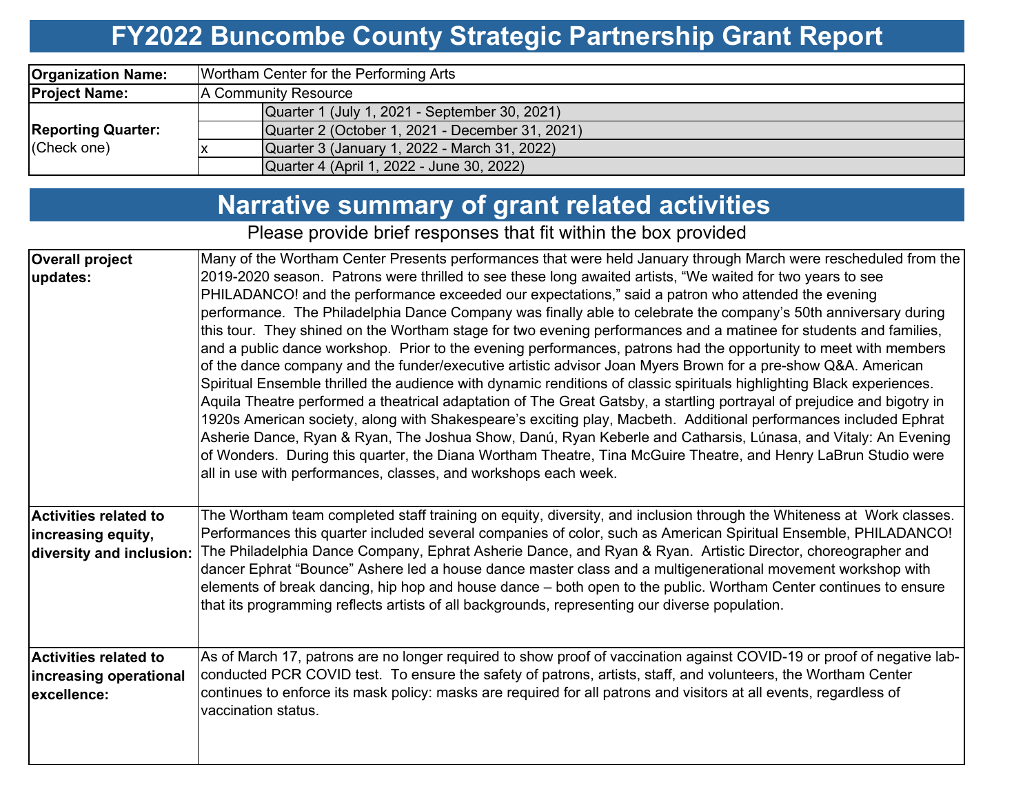# FY2022 Buncombe County Strategic Partnership Grant Report

| | | |
|---|---|---|
| **Organization Name:** | Wortham Center for the Performing Arts | |
| **Project Name:** | A Community Resource | |
| **Reporting Quarter:** (Check one) | | Quarter 1 (July 1, 2021 - September 30, 2021) |
| | | Quarter 2 (October 1, 2021 - December 31, 2021) |
| | x | Quarter 3 (January 1, 2022 - March 31, 2022) |
| | | Quarter 4 (April 1, 2022 - June 30, 2022) |

# Narrative summary of grant related activities

Please provide brief responses that fit within the box provided

| | |
|---|---|
| **Overall project updates:** | Many of the Wortham Center Presents performances that were held January through March were rescheduled from the 2019-2020 season. Patrons were thrilled to see these long awaited artists, "We waited for two years to see PHILADANCO! and the performance exceeded our expectations," said a patron who attended the evening performance. The Philadelphia Dance Company was finally able to celebrate the company's 50th anniversary during this tour. They shined on the Wortham stage for two evening performances and a matinee for students and families, and a public dance workshop. Prior to the evening performances, patrons had the opportunity to meet with members of the dance company and the funder/executive artistic advisor Joan Myers Brown for a pre-show Q&A. American Spiritual Ensemble thrilled the audience with dynamic renditions of classic spirituals highlighting Black experiences. Aquila Theatre performed a theatrical adaptation of The Great Gatsby, a startling portrayal of prejudice and bigotry in 1920s American society, along with Shakespeare's exciting play, Macbeth. Additional performances included Ephrat Asherie Dance, Ryan & Ryan, The Joshua Show, Danú, Ryan Keberle and Catharsis, Lúnasa, and Vitaly: An Evening of Wonders. During this quarter, the Diana Wortham Theatre, Tina McGuire Theatre, and Henry LaBrun Studio were all in use with performances, classes, and workshops each week. |
| **Activities related to increasing equity, diversity and inclusion:** | The Wortham team completed staff training on equity, diversity, and inclusion through the Whiteness at Work classes. Performances this quarter included several companies of color, such as American Spiritual Ensemble, PHILADANCO! The Philadelphia Dance Company, Ephrat Asherie Dance, and Ryan & Ryan. Artistic Director, choreographer and dancer Ephrat "Bounce" Ashere led a house dance master class and a multigenerational movement workshop with elements of break dancing, hip hop and house dance – both open to the public. Wortham Center continues to ensure that its programming reflects artists of all backgrounds, representing our diverse population. |
| **Activities related to increasing operational excellence:** | As of March 17, patrons are no longer required to show proof of vaccination against COVID-19 or proof of negative lab-conducted PCR COVID test. To ensure the safety of patrons, artists, staff, and volunteers, the Wortham Center continues to enforce its mask policy: masks are required for all patrons and visitors at all events, regardless of vaccination status. |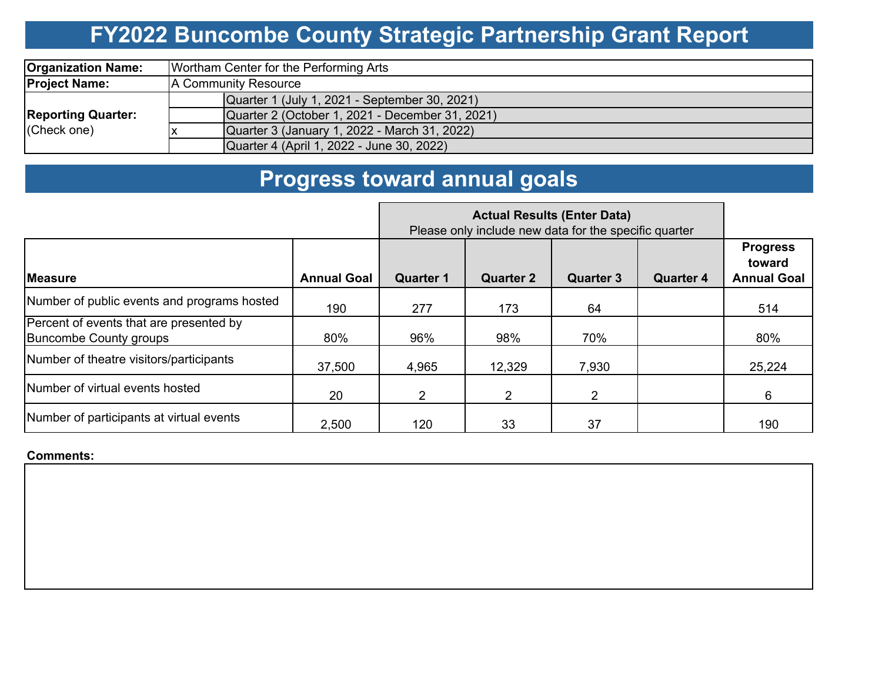# FY2022 Buncombe County Strategic Partnership Grant Report

| | | |
|---|---|---|
| **Organization Name:** | Wortham Center for the Performing Arts | |
| **Project Name:** | A Community Resource | |
| **Reporting Quarter:** (Check one) | | Quarter 1 (July 1, 2021 - September 30, 2021) |
| | | Quarter 2 (October 1, 2021 - December 31, 2021) |
| | x | Quarter 3 (January 1, 2022 - March 31, 2022) |
| | | Quarter 4 (April 1, 2022 - June 30, 2022) |

## Progress toward annual goals

| | | Actual Results (Enter Data) Please only include new data for the specific quarter | | | | |
|---|---|---|---|---|---|---|
| **Measure** | **Annual Goal** | **Quarter 1** | **Quarter 2** | **Quarter 3** | **Quarter 4** | **Progress toward Annual Goal** |
| Number of public events and programs hosted | 190 | 277 | 173 | 64 | | 514 |
| Percent of events that are presented by Buncombe County groups | 80% | 96% | 98% | 70% | | 80% |
| Number of theatre visitors/participants | 37,500 | 4,965 | 12,329 | 7,930 | | 25,224 |
| Number of virtual events hosted | 20 | 2 | 2 | 2 | | 6 |
| Number of participants at virtual events | 2,500 | 120 | 33 | 37 | | 190 |

**Comments:**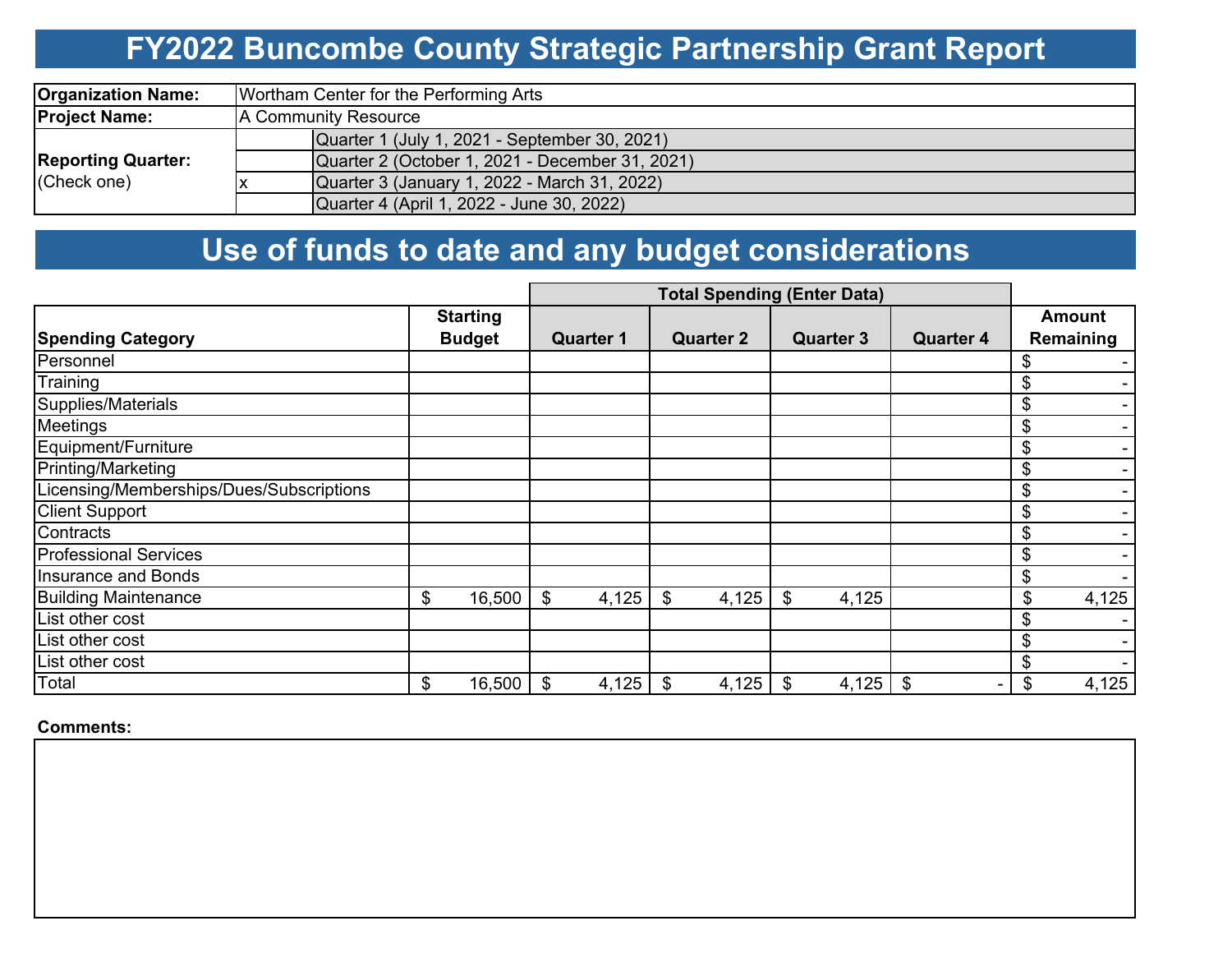# FY2022 Buncombe County Strategic Partnership Grant Report

| | | |
|---|---|---|
| **Organization Name:** | Wortham Center for the Performing Arts | |
| **Project Name:** | A Community Resource | |
| **Reporting Quarter:** (Check one) | | Quarter 1 (July 1, 2021 - September 30, 2021) |
| | | Quarter 2 (October 1, 2021 - December 31, 2021) |
| | x | Quarter 3 (January 1, 2022 - March 31, 2022) |
| | | Quarter 4 (April 1, 2022 - June 30, 2022) |

## Use of funds to date and any budget considerations

| | | Total Spending (Enter Data) | | | | |
|---|---|---|---|---|---|---|
| **Spending Category** | **Starting Budget** | **Quarter 1** | **Quarter 2** | **Quarter 3** | **Quarter 4** | **Amount Remaining** |
| Personnel | | | | | | $ - |
| Training | | | | | | $ - |
| Supplies/Materials | | | | | | $ - |
| Meetings | | | | | | $ - |
| Equipment/Furniture | | | | | | $ - |
| Printing/Marketing | | | | | | $ - |
| Licensing/Memberships/Dues/Subscriptions | | | | | | $ - |
| Client Support | | | | | | $ - |
| Contracts | | | | | | $ - |
| Professional Services | | | | | | $ - |
| Insurance and Bonds | | | | | | $ - |
| Building Maintenance | $ 16,500 | $ 4,125 | $ 4,125 | $ 4,125 | | $ 4,125 |
| List other cost | | | | | | $ - |
| List other cost | | | | | | $ - |
| List other cost | | | | | | $ - |
| Total | $ 16,500 | $ 4,125 | $ 4,125 | $ 4,125 | $ - | $ 4,125 |

**Comments:**